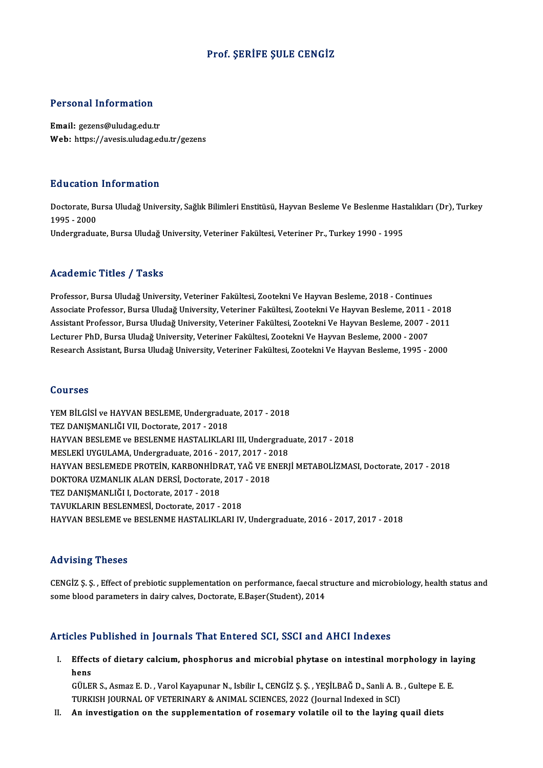# Prof. ŞERİFE ŞULE CENGİZ

## Personal Information

**Email:** gezens@uludag.edu.tr
**Web:** https://avesis.uludag.edu.tr/gezens

## Education Information

Doctorate, Bursa Uludağ University, Sağlık Bilimleri Enstitüsü, Hayvan Besleme Ve Beslenme Hastalıkları (Dr), Turkey 1995 - 2000
Undergraduate, Bursa Uludağ University, Veteriner Fakültesi, Veteriner Pr., Turkey 1990 - 1995

## Academic Titles / Tasks

Professor, Bursa Uludağ University, Veteriner Fakültesi, Zootekni Ve Hayvan Besleme, 2018 - Continues
Associate Professor, Bursa Uludağ University, Veteriner Fakültesi, Zootekni Ve Hayvan Besleme, 2011 - 2018
Assistant Professor, Bursa Uludağ University, Veteriner Fakültesi, Zootekni Ve Hayvan Besleme, 2007 - 2011
Lecturer PhD, Bursa Uludağ University, Veteriner Fakültesi, Zootekni Ve Hayvan Besleme, 2000 - 2007
Research Assistant, Bursa Uludağ University, Veteriner Fakültesi, Zootekni Ve Hayvan Besleme, 1995 - 2000

## Courses

YEM BİLGİSİ ve HAYVAN BESLEME, Undergraduate, 2017 - 2018
TEZ DANIŞMANLIĞI VII, Doctorate, 2017 - 2018
HAYVAN BESLEME ve BESLENME HASTALIKLARI III, Undergraduate, 2017 - 2018
MESLEKİ UYGULAMA, Undergraduate, 2016 - 2017, 2017 - 2018
HAYVAN BESLEMEDE PROTEİN, KARBONHİDRAT, YAĞ VE ENERJİ METABOLİZMASI, Doctorate, 2017 - 2018
DOKTORA UZMANLIK ALAN DERSİ, Doctorate, 2017 - 2018
TEZ DANIŞMANLIĞI I, Doctorate, 2017 - 2018
TAVUKLARIN BESLENMESİ, Doctorate, 2017 - 2018
HAYVAN BESLEME ve BESLENME HASTALIKLARI IV, Undergraduate, 2016 - 2017, 2017 - 2018

## Advising Theses

CENGİZ Ş. Ş. , Effect of prebiotic supplementation on performance, faecal structure and microbiology, health status and some blood parameters in dairy calves, Doctorate, E.Başer(Student), 2014

## Articles Published in Journals That Entered SCI, SSCI and AHCI Indexes

I. **Effects of dietary calcium, phosphorus and microbial phytase on intestinal morphology in laying hens**
GÜLER S., Asmaz E. D. , Varol Kayapunar N., Isbilir I., CENGİZ Ş. Ş. , YEŞİLBAĞ D., Sanli A. B. , Gultepe E. E.
TURKISH JOURNAL OF VETERINARY & ANIMAL SCIENCES, 2022 (Journal Indexed in SCI)

II. **An investigation on the supplementation of rosemary volatile oil to the laying quail diets**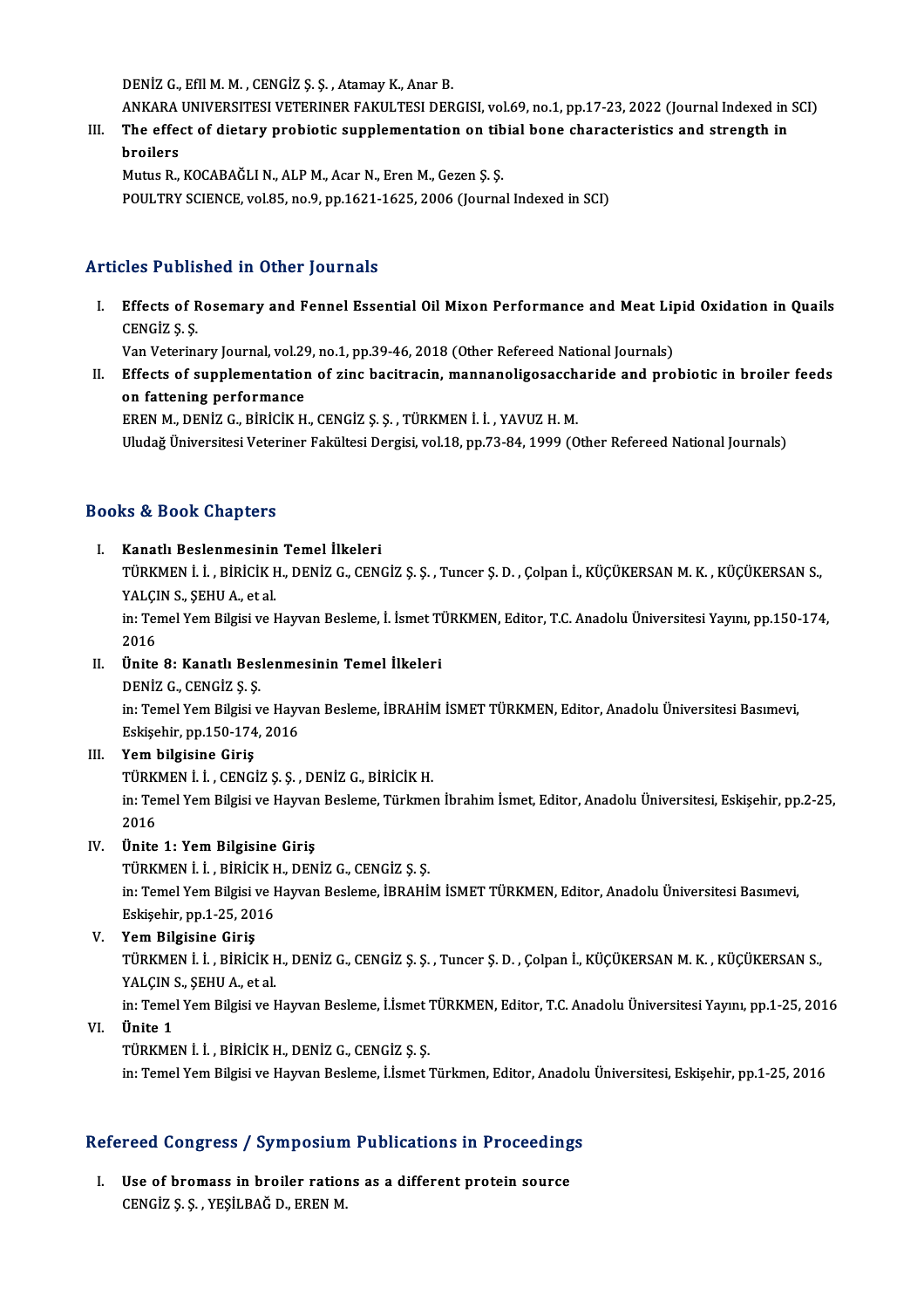DENİZ G., EfIl M. M. , CENGİZ Ş. Ş. , Atamay K., Anar B.
ANKARA UNIVERSITESI VETERINER FAKULTESI DERGISI, vol.69, no.1, pp.17-23, 2022 (Journal Indexed in SCI)

III. **The effect of dietary probiotic supplementation on tibial bone characteristics and strength in broilers**
Mutus R., KOCABAĞLI N., ALP M., Acar N., Eren M., Gezen Ş. Ş.
POULTRY SCIENCE, vol.85, no.9, pp.1621-1625, 2006 (Journal Indexed in SCI)

## Articles Published in Other Journals

I. **Effects of Rosemary and Fennel Essential Oil Mixon Performance and Meat Lipid Oxidation in Quails**
CENGİZ Ş. Ş.
Van Veterinary Journal, vol.29, no.1, pp.39-46, 2018 (Other Refereed National Journals)

II. **Effects of supplementation of zinc bacitracin, mannanoligosaccharide and probiotic in broiler feeds on fattening performance**
EREN M., DENİZ G., BİRİCİK H., CENGİZ Ş. Ş. , TÜRKMEN İ. İ. , YAVUZ H. M.
Uludağ Üniversitesi Veteriner Fakültesi Dergisi, vol.18, pp.73-84, 1999 (Other Refereed National Journals)

## Books & Book Chapters

I. **Kanatlı Beslenmesinin Temel İlkeleri**
TÜRKMEN İ. İ. , BİRİCİK H., DENİZ G., CENGİZ Ş. Ş. , Tuncer Ş. D. , Çolpan İ., KÜÇÜKERSAN M. K. , KÜÇÜKERSAN S., YALÇIN S., ŞEHU A., et al.
in: Temel Yem Bilgisi ve Hayvan Besleme, İ. İsmet TÜRKMEN, Editor, T.C. Anadolu Üniversitesi Yayını, pp.150-174, 2016

II. **Ünite 8: Kanatlı Beslenmesinin Temel İlkeleri**
DENİZ G., CENGİZ Ş. Ş.
in: Temel Yem Bilgisi ve Hayvan Besleme, İBRAHİM İSMET TÜRKMEN, Editor, Anadolu Üniversitesi Basımevi, Eskişehir, pp.150-174, 2016

III. **Yem bilgisine Giriş**
TÜRKMEN İ. İ. , CENGİZ Ş. Ş. , DENİZ G., BİRİCİK H.
in: Temel Yem Bilgisi ve Hayvan Besleme, Türkmen İbrahim İsmet, Editor, Anadolu Üniversitesi, Eskişehir, pp.2-25, 2016

IV. **Ünite 1: Yem Bilgisine Giriş**
TÜRKMEN İ. İ. , BİRİCİK H., DENİZ G., CENGİZ Ş. Ş.
in: Temel Yem Bilgisi ve Hayvan Besleme, İBRAHİM İSMET TÜRKMEN, Editor, Anadolu Üniversitesi Basımevi, Eskişehir, pp.1-25, 2016

V. **Yem Bilgisine Giriş**
TÜRKMEN İ. İ. , BİRİCİK H., DENİZ G., CENGİZ Ş. Ş. , Tuncer Ş. D. , Çolpan İ., KÜÇÜKERSAN M. K. , KÜÇÜKERSAN S., YALÇIN S., ŞEHU A., et al.
in: Temel Yem Bilgisi ve Hayvan Besleme, İ.İsmet TÜRKMEN, Editor, T.C. Anadolu Üniversitesi Yayını, pp.1-25, 2016

VI. **Ünite 1**
TÜRKMEN İ. İ. , BİRİCİK H., DENİZ G., CENGİZ Ş. Ş.
in: Temel Yem Bilgisi ve Hayvan Besleme, İ.İsmet Türkmen, Editor, Anadolu Üniversitesi, Eskişehir, pp.1-25, 2016

## Refereed Congress / Symposium Publications in Proceedings

I. **Use of bromass in broiler rations as a different protein source**
CENGİZ Ş. Ş. , YEŞİLBAĞ D., EREN M.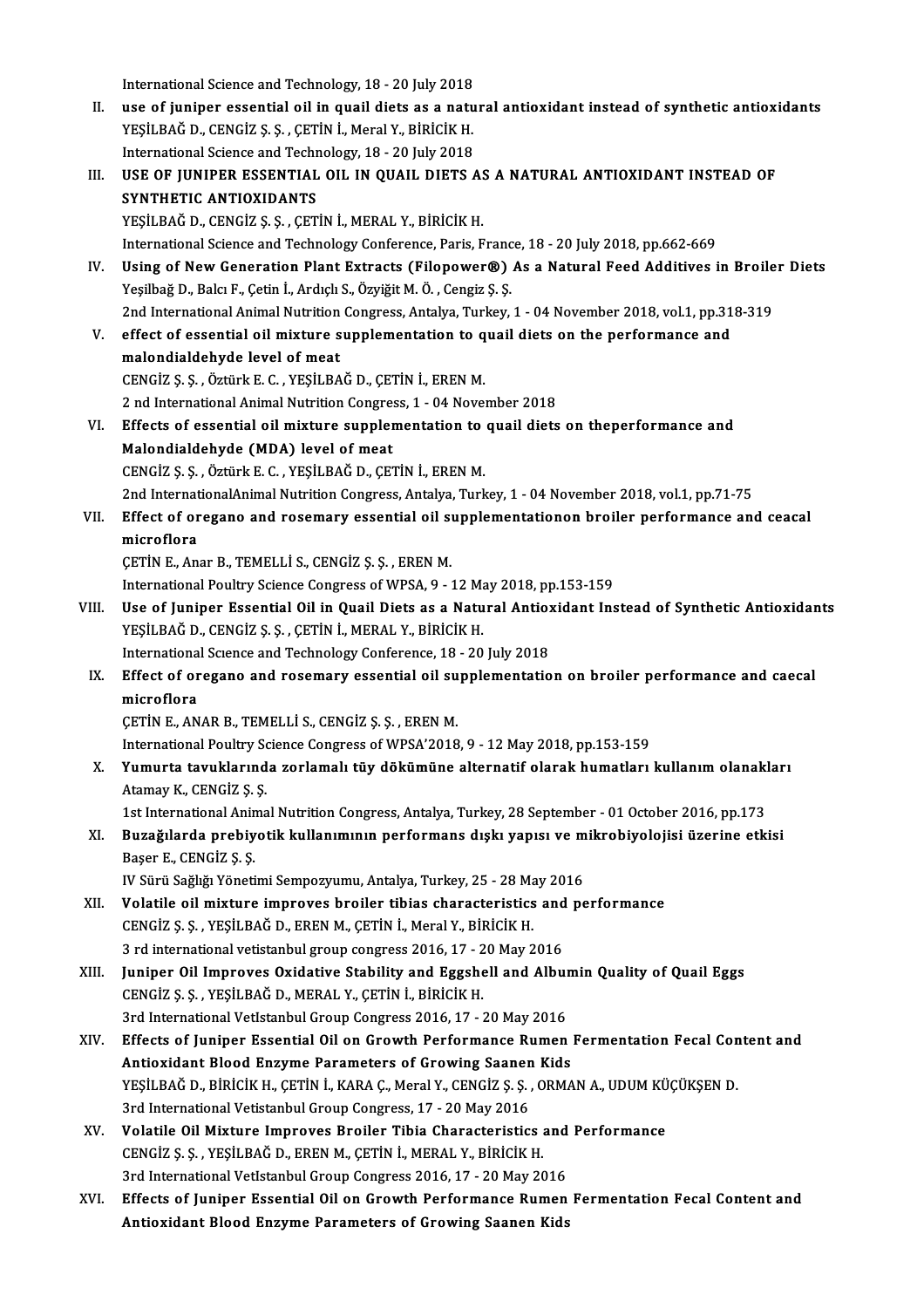International Science and Technology, 18 - 20 July 2018

II. **use of juniper essential oil in quail diets as a natural antioxidant instead of synthetic antioxidants**
YEŞİLBAĞ D., CENGİZ Ş. Ş. , ÇETİN İ., Meral Y., BİRİCİK H.
International Science and Technology, 18 - 20 July 2018

III. **USE OF JUNIPER ESSENTIAL OIL IN QUAIL DIETS AS A NATURAL ANTIOXIDANT INSTEAD OF SYNTHETIC ANTIOXIDANTS**
YEŞİLBAĞ D., CENGİZ Ş. Ş. , ÇETİN İ., MERAL Y., BİRİCİK H.
International Science and Technology Conference, Paris, France, 18 - 20 July 2018, pp.662-669

IV. **Using of New Generation Plant Extracts (Filopower®) As a Natural Feed Additives in Broiler Diets**
Yeşilbağ D., Balcı F., Çetin İ., Ardıçlı S., Özyiğit M. Ö. , Cengiz Ş. Ş.
2nd International Animal Nutrition Congress, Antalya, Turkey, 1 - 04 November 2018, vol.1, pp.318-319

V. **effect of essential oil mixture supplementation to quail diets on the performance and malondialdehyde level of meat**
CENGİZ Ş. Ş. , Öztürk E. C. , YEŞİLBAĞ D., ÇETİN İ., EREN M.
2 nd International Animal Nutrition Congress, 1 - 04 November 2018

VI. **Effects of essential oil mixture supplementation to quail diets on theperformance and Malondialdehyde (MDA) level of meat**
CENGİZ Ş. Ş. , Öztürk E. C. , YEŞİLBAĞ D., ÇETİN İ., EREN M.
2nd InternationalAnimal Nutrition Congress, Antalya, Turkey, 1 - 04 November 2018, vol.1, pp.71-75

VII. **Effect of oregano and rosemary essential oil supplementationon broiler performance and ceacal microflora**
ÇETİN E., Anar B., TEMELLİ S., CENGİZ Ş. Ş. , EREN M.
International Poultry Science Congress of WPSA, 9 - 12 May 2018, pp.153-159

VIII. **Use of Juniper Essential Oil in Quail Diets as a Natural Antioxidant Instead of Synthetic Antioxidants**
YEŞİLBAĞ D., CENGİZ Ş. Ş. , ÇETİN İ., MERAL Y., BİRİCİK H.
International Scıence and Technology Conference, 18 - 20 July 2018

IX. **Effect of oregano and rosemary essential oil supplementation on broiler performance and caecal microflora**
ÇETİN E., ANAR B., TEMELLİ S., CENGİZ Ş. Ş. , EREN M.
International Poultry Science Congress of WPSA'2018, 9 - 12 May 2018, pp.153-159

X. **Yumurta tavuklarında zorlamalı tüy dökümüne alternatif olarak humatları kullanım olanakları**
Atamay K., CENGİZ Ş. Ş.
1st International Animal Nutrition Congress, Antalya, Turkey, 28 September - 01 October 2016, pp.173

XI. **Buzağılarda prebiyotik kullanımının performans dışkı yapısı ve mikrobiyolojisi üzerine etkisi**
Başer E., CENGİZ Ş. Ş.
IV Sürü Sağlığı Yönetimi Sempozyumu, Antalya, Turkey, 25 - 28 May 2016

XII. **Volatile oil mixture improves broiler tibias characteristics and performance**
CENGİZ Ş. Ş. , YEŞİLBAĞ D., EREN M., ÇETİN İ., Meral Y., BİRİCİK H.
3 rd international vetistanbul group congress 2016, 17 - 20 May 2016

XIII. **Juniper Oil Improves Oxidative Stability and Eggshell and Albumin Quality of Quail Eggs**
CENGİZ Ş. Ş. , YEŞİLBAĞ D., MERAL Y., ÇETİN İ., BİRİCİK H.
3rd International VetIstanbul Group Congress 2016, 17 - 20 May 2016

XIV. **Effects of Juniper Essential Oil on Growth Performance Rumen Fermentation Fecal Content and Antioxidant Blood Enzyme Parameters of Growing Saanen Kids**
YEŞİLBAĞ D., BİRİCİK H., ÇETİN İ., KARA Ç., Meral Y., CENGİZ Ş. Ş. , ORMAN A., UDUM KÜÇÜKŞEN D.
3rd International Vetistanbul Group Congress, 17 - 20 May 2016

XV. **Volatile Oil Mixture Improves Broiler Tibia Characteristics and Performance**
CENGİZ Ş. Ş. , YEŞİLBAĞ D., EREN M., ÇETİN İ., MERAL Y., BİRİCİK H.
3rd International VetIstanbul Group Congress 2016, 17 - 20 May 2016

XVI. **Effects of Juniper Essential Oil on Growth Performance Rumen Fermentation Fecal Content and Antioxidant Blood Enzyme Parameters of Growing Saanen Kids**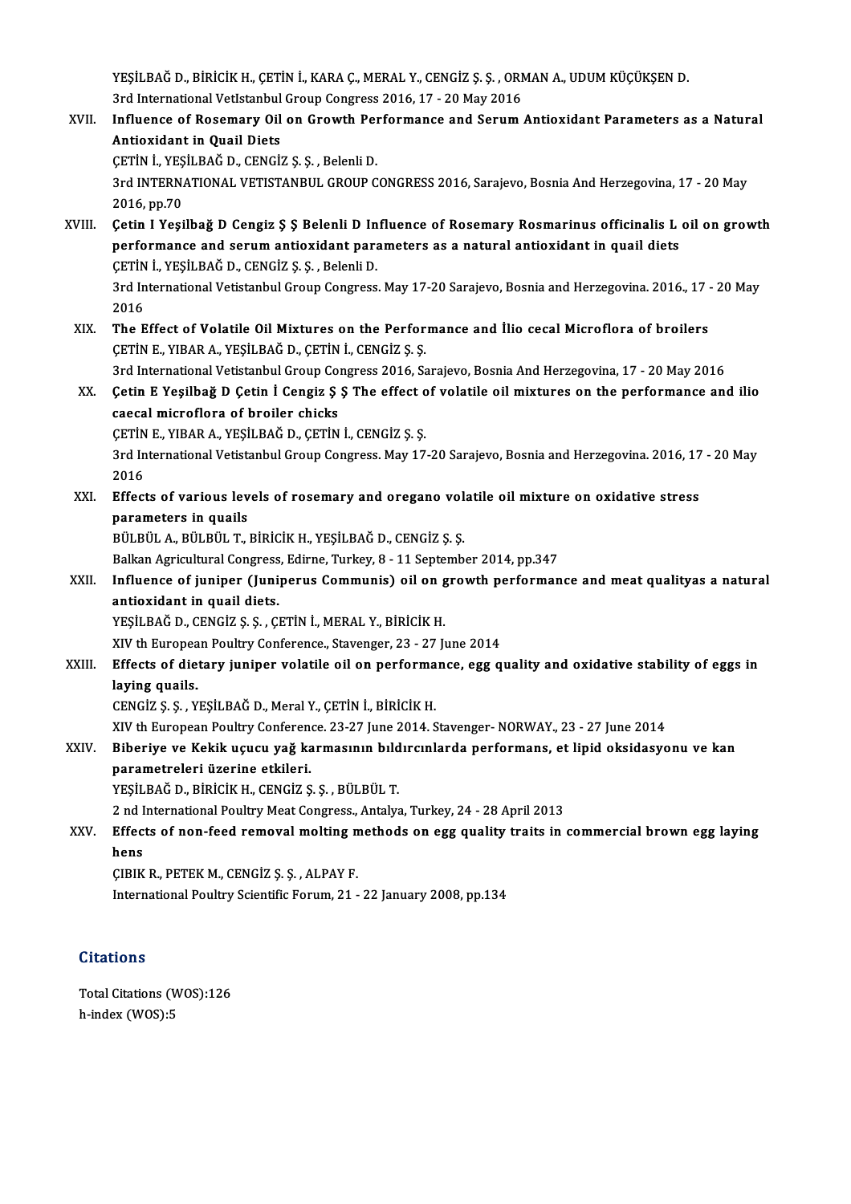YEŞİLBAĞ D., BİRİCİK H., ÇETİN İ., KARA Ç., MERAL Y., CENGİZ Ş. Ş. , ORMAN A., UDUM KÜÇÜKŞEN D.
3rd International VetIstanbul Group Congress 2016, 17 - 20 May 2016

XVII. **Influence of Rosemary Oil on Growth Performance and Serum Antioxidant Parameters as a Natural Antioxidant in Quail Diets**
ÇETİN İ., YEŞİLBAĞ D., CENGİZ Ş. Ş. , Belenli D.
3rd INTERNATIONAL VETISTANBUL GROUP CONGRESS 2016, Sarajevo, Bosnia And Herzegovina, 17 - 20 May 2016, pp.70

XVIII. **Çetin I Yeşilbağ D Cengiz Ş Ş Belenli D Influence of Rosemary Rosmarinus officinalis L oil on growth performance and serum antioxidant parameters as a natural antioxidant in quail diets**
ÇETİN İ., YEŞİLBAĞ D., CENGİZ Ş. Ş. , Belenli D.
3rd International Vetistanbul Group Congress. May 17-20 Sarajevo, Bosnia and Herzegovina. 2016., 17 - 20 May 2016

XIX. **The Effect of Volatile Oil Mixtures on the Performance and İlio cecal Microflora of broilers**
ÇETİN E., YIBAR A., YEŞİLBAĞ D., ÇETİN İ., CENGİZ Ş. Ş.
3rd International Vetistanbul Group Congress 2016, Sarajevo, Bosnia And Herzegovina, 17 - 20 May 2016

XX. **Çetin E Yeşilbağ D Çetin İ Cengiz Ş Ş The effect of volatile oil mixtures on the performance and ilio caecal microflora of broiler chicks**
ÇETİN E., YIBAR A., YEŞİLBAĞ D., ÇETİN İ., CENGİZ Ş. Ş.
3rd International Vetistanbul Group Congress. May 17-20 Sarajevo, Bosnia and Herzegovina. 2016, 17 - 20 May 2016

XXI. **Effects of various levels of rosemary and oregano volatile oil mixture on oxidative stress parameters in quails**
BÜLBÜL A., BÜLBÜL T., BİRİCİK H., YEŞİLBAĞ D., CENGİZ Ş. Ş.
Balkan Agricultural Congress, Edirne, Turkey, 8 - 11 September 2014, pp.347

XXII. **Influence of juniper (Juniperus Communis) oil on growth performance and meat qualityas a natural antioxidant in quail diets.**
YEŞİLBAĞ D., CENGİZ Ş. Ş. , ÇETİN İ., MERAL Y., BİRİCİK H.
XIV th European Poultry Conference., Stavenger, 23 - 27 June 2014

XXIII. **Effects of dietary juniper volatile oil on performance, egg quality and oxidative stability of eggs in laying quails.**
CENGİZ Ş. Ş. , YEŞİLBAĞ D., Meral Y., ÇETİN İ., BİRİCİK H.
XIV th European Poultry Conference. 23-27 June 2014. Stavenger- NORWAY., 23 - 27 June 2014

XXIV. **Biberiye ve Kekik uçucu yağ karmasının bıldırcınlarda performans, et lipid oksidasyonu ve kan parametreleri üzerine etkileri.**
YEŞİLBAĞ D., BİRİCİK H., CENGİZ Ş. Ş. , BÜLBÜL T.
2 nd International Poultry Meat Congress., Antalya, Turkey, 24 - 28 April 2013

XXV. **Effects of non-feed removal molting methods on egg quality traits in commercial brown egg laying hens**
ÇIBIK R., PETEK M., CENGİZ Ş. Ş. , ALPAY F.
International Poultry Scientific Forum, 21 - 22 January 2008, pp.134

## Citations

Total Citations (WOS):126
h-index (WOS):5